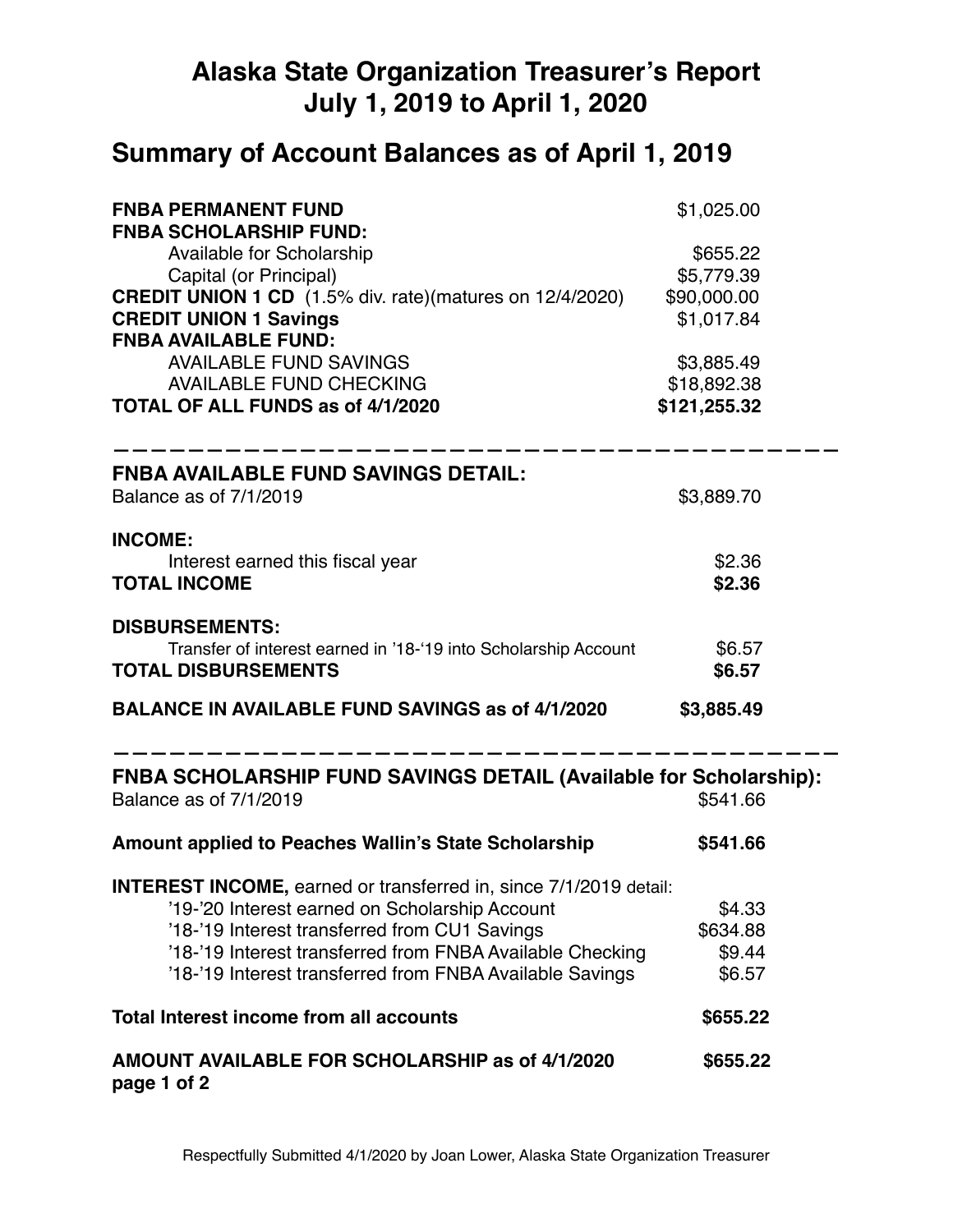# Alaska State Organization Treasurer's Report
# July 1, 2019 to April 1, 2020

## Summary of Account Balances as of April 1, 2019

| | |
|---|---|
| **FNBA PERMANENT FUND** | $1,025.00 |
| **FNBA SCHOLARSHIP FUND:** | |
| Available for Scholarship | $655.22 |
| Capital (or Principal) | $5,779.39 |
| **CREDIT UNION 1 CD** (1.5% div. rate)(matures on 12/4/2020) | $90,000.00 |
| **CREDIT UNION 1 Savings** | $1,017.84 |
| **FNBA AVAILABLE FUND:** | |
| AVAILABLE FUND SAVINGS | $3,885.49 |
| AVAILABLE FUND CHECKING | $18,892.38 |
| **TOTAL OF ALL FUNDS as of 4/1/2020** | **$121,255.32** |

---

### FNBA AVAILABLE FUND SAVINGS DETAIL:

| | |
|---|---|
| Balance as of 7/1/2019 | $3,889.70 |
| **INCOME:** | |
| Interest earned this fiscal year | $2.36 |
| **TOTAL INCOME** | **$2.36** |
| **DISBURSEMENTS:** | |
| Transfer of interest earned in '18-'19 into Scholarship Account | $6.57 |
| **TOTAL DISBURSEMENTS** | **$6.57** |
| **BALANCE IN AVAILABLE FUND SAVINGS as of 4/1/2020** | **$3,885.49** |

---

### FNBA SCHOLARSHIP FUND SAVINGS DETAIL (Available for Scholarship):

| | |
|---|---|
| Balance as of 7/1/2019 | $541.66 |
| **Amount applied to Peaches Wallin's State Scholarship** | **$541.66** |
| **INTEREST INCOME,** earned or transferred in, since 7/1/2019 detail: | |
| '19-'20 Interest earned on Scholarship Account | $4.33 |
| '18-'19 Interest transferred from CU1 Savings | $634.88 |
| '18-'19 Interest transferred from FNBA Available Checking | $9.44 |
| '18-'19 Interest transferred from FNBA Available Savings | $6.57 |
| **Total Interest income from all accounts** | **$655.22** |
| **AMOUNT AVAILABLE FOR SCHOLARSHIP as of 4/1/2020** | **$655.22** |

Respectfully Submitted 4/1/2020 by Joan Lower, Alaska State Organization Treasurer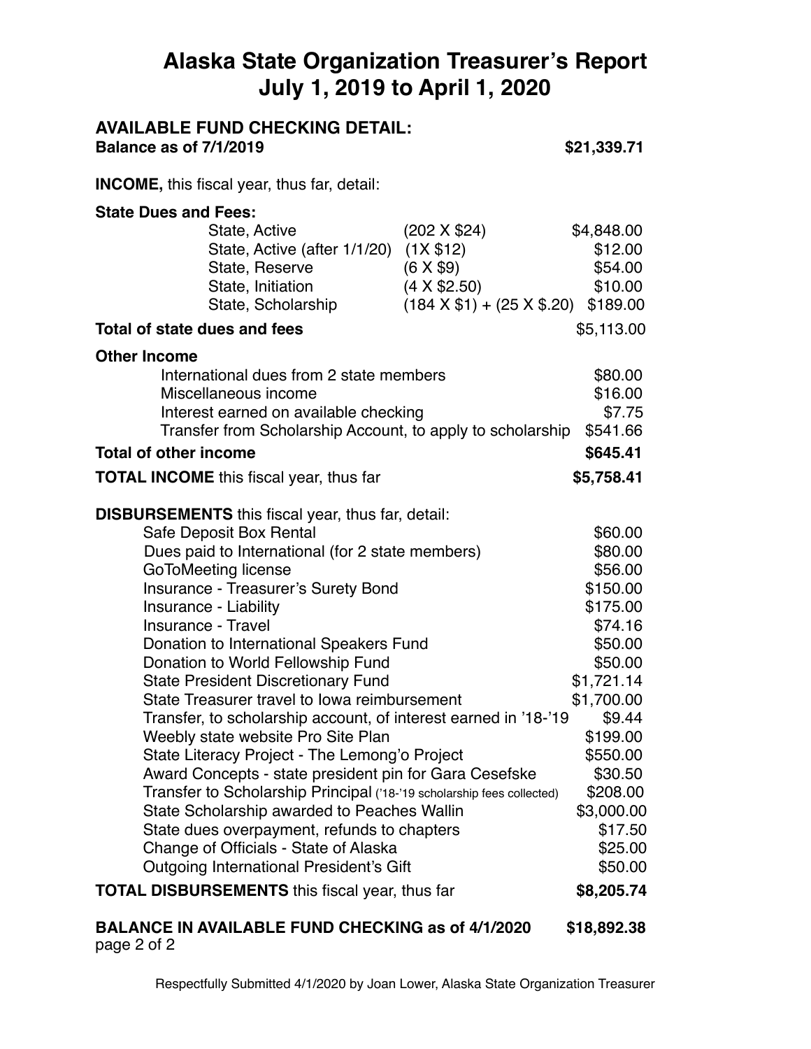# Alaska State Organization Treasurer's Report
# July 1, 2019 to April 1, 2020

## AVAILABLE FUND CHECKING DETAIL:

**Balance as of 7/1/2019** — **$21,339.71**

**INCOME,** this fiscal year, thus far, detail:

**State Dues and Fees:**

| | | |
|---|---|---|
| State, Active | (202 X $24) | $4,848.00 |
| State, Active (after 1/1/20) | (1X $12) | $12.00 |
| State, Reserve | (6 X $9) | $54.00 |
| State, Initiation | (4 X $2.50) | $10.00 |
| State, Scholarship | (184 X $1) + (25 X $.20) | $189.00 |
| **Total of state dues and fees** | | $5,113.00 |

**Other Income**

| | |
|---|---|
| International dues from 2 state members | $80.00 |
| Miscellaneous income | $16.00 |
| Interest earned on available checking | $7.75 |
| Transfer from Scholarship Account, to apply to scholarship | $541.66 |
| **Total of other income** | **$645.41** |
| **TOTAL INCOME** this fiscal year, thus far | **$5,758.41** |

**DISBURSEMENTS** this fiscal year, thus far, detail:

| | |
|---|---|
| Safe Deposit Box Rental | $60.00 |
| Dues paid to International (for 2 state members) | $80.00 |
| GoToMeeting license | $56.00 |
| Insurance - Treasurer's Surety Bond | $150.00 |
| Insurance - Liability | $175.00 |
| Insurance - Travel | $74.16 |
| Donation to International Speakers Fund | $50.00 |
| Donation to World Fellowship Fund | $50.00 |
| State President Discretionary Fund | $1,721.14 |
| State Treasurer travel to Iowa reimbursement | $1,700.00 |
| Transfer, to scholarship account, of interest earned in '18-'19 | $9.44 |
| Weebly state website Pro Site Plan | $199.00 |
| State Literacy Project - The Lemong'o Project | $550.00 |
| Award Concepts - state president pin for Gara Cesefske | $30.50 |
| Transfer to Scholarship Principal ('18-'19 scholarship fees collected) | $208.00 |
| State Scholarship awarded to Peaches Wallin | $3,000.00 |
| State dues overpayment, refunds to chapters | $17.50 |
| Change of Officials - State of Alaska | $25.00 |
| Outgoing International President's Gift | $50.00 |
| **TOTAL DISBURSEMENTS** this fiscal year, thus far | **$8,205.74** |

**BALANCE IN AVAILABLE FUND CHECKING as of 4/1/2020** — **$18,892.38**

Respectfully Submitted 4/1/2020 by Joan Lower, Alaska State Organization Treasurer